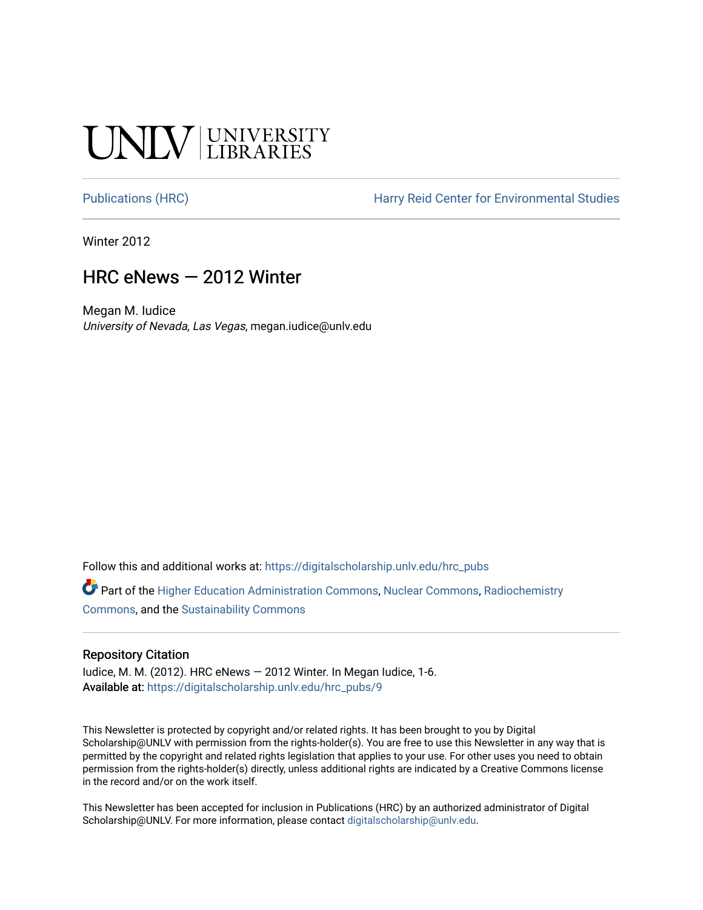UNLV | UNIVERSITY LIBRARIES

Publications (HRC) Harry Reid Center for Environmental Studies

Winter 2012

# HRC eNews — 2012 Winter

Megan M. Iudice
*University of Nevada, Las Vegas*, megan.iudice@unlv.edu

Follow this and additional works at: https://digitalscholarship.unlv.edu/hrc_pubs

Part of the Higher Education Administration Commons, Nuclear Commons, Radiochemistry Commons, and the Sustainability Commons

## Repository Citation

Iudice, M. M. (2012). HRC eNews — 2012 Winter. In Megan Iudice, 1-6.
Available at: https://digitalscholarship.unlv.edu/hrc_pubs/9

This Newsletter is protected by copyright and/or related rights. It has been brought to you by Digital Scholarship@UNLV with permission from the rights-holder(s). You are free to use this Newsletter in any way that is permitted by the copyright and related rights legislation that applies to your use. For other uses you need to obtain permission from the rights-holder(s) directly, unless additional rights are indicated by a Creative Commons license in the record and/or on the work itself.

This Newsletter has been accepted for inclusion in Publications (HRC) by an authorized administrator of Digital Scholarship@UNLV. For more information, please contact digitalscholarship@unlv.edu.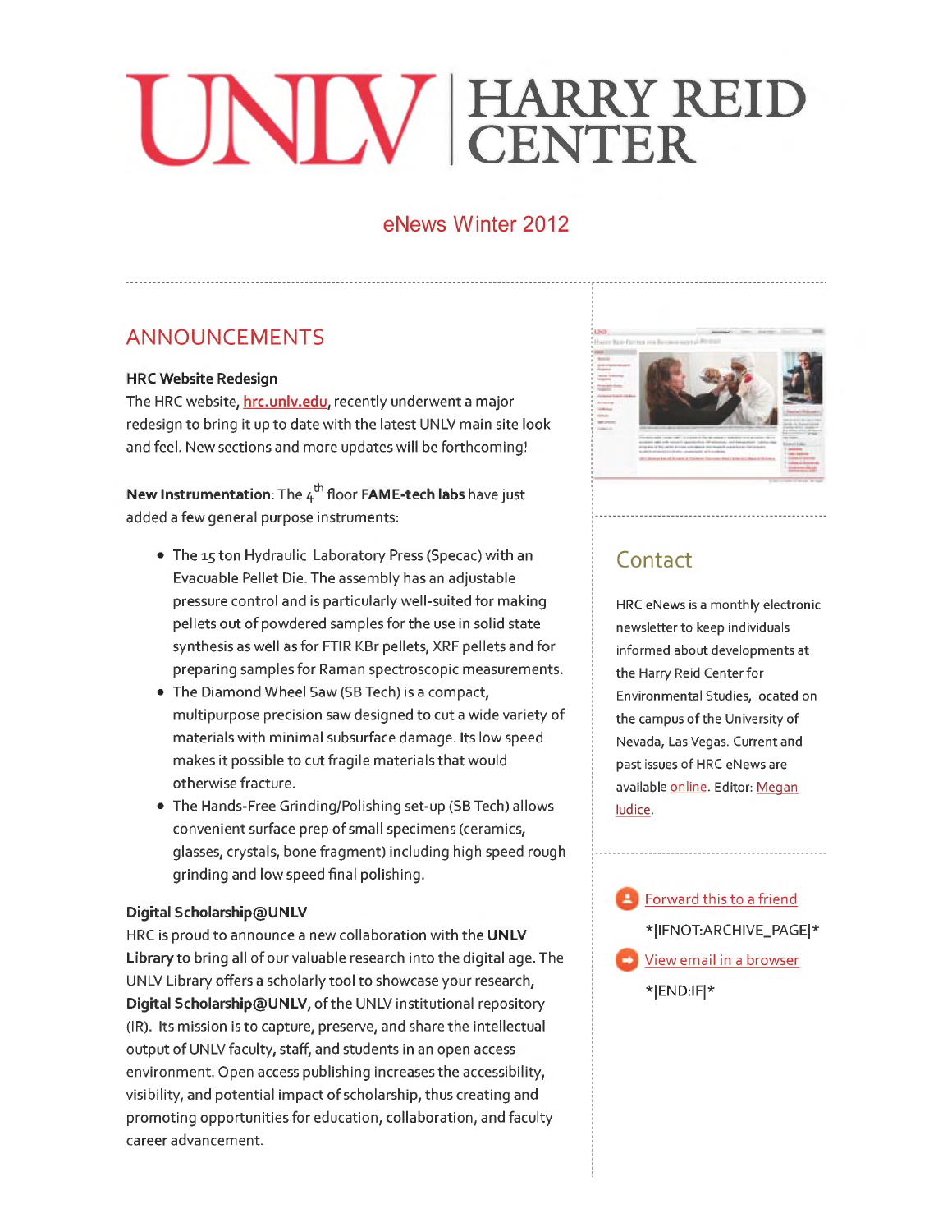# UNLV | HARRY REID CENTER

## eNews Winter 2012

## ANNOUNCEMENTS

**HRC Website Redesign**

The HRC website, hrc.unlv.edu, recently underwent a major redesign to bring it up to date with the latest UNLV main site look and feel. New sections and more updates will be forthcoming!

**New Instrumentation**: The 4th floor **FAME-tech labs** have just added a few general purpose instruments:

- The 15 ton Hydraulic Laboratory Press (Specac) with an Evacuable Pellet Die. The assembly has an adjustable pressure control and is particularly well-suited for making pellets out of powdered samples for the use in solid state synthesis as well as for FTIR KBr pellets, XRF pellets and for preparing samples for Raman spectroscopic measurements.
- The Diamond Wheel Saw (SB Tech) is a compact, multipurpose precision saw designed to cut a wide variety of materials with minimal subsurface damage. Its low speed makes it possible to cut fragile materials that would otherwise fracture.
- The Hands-Free Grinding/Polishing set-up (SB Tech) allows convenient surface prep of small specimens (ceramics, glasses, crystals, bone fragment) including high speed rough grinding and low speed final polishing.

**Digital Scholarship@UNLV**

HRC is proud to announce a new collaboration with the **UNLV Library** to bring all of our valuable research into the digital age. The UNLV Library offers a scholarly tool to showcase your research, **Digital Scholarship@UNLV**, of the UNLV institutional repository (IR). Its mission is to capture, preserve, and share the intellectual output of UNLV faculty, staff, and students in an open access environment. Open access publishing increases the accessibility, visibility, and potential impact of scholarship, thus creating and promoting opportunities for education, collaboration, and faculty career advancement.

## Contact

HRC eNews is a monthly electronic newsletter to keep individuals informed about developments at the Harry Reid Center for Environmental Studies, located on the campus of the University of Nevada, Las Vegas. Current and past issues of HRC eNews are available online. Editor: Megan Iudice.

Forward this to a friend

*|IFNOT:ARCHIVE_PAGE|*

View email in a browser

*|END:IF|*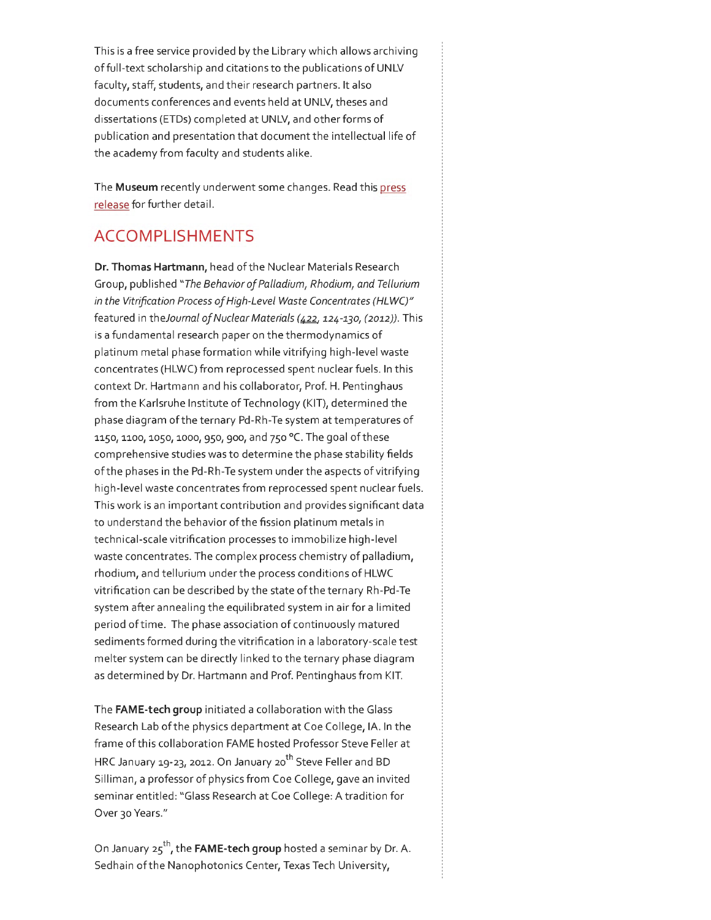This is a free service provided by the Library which allows archiving of full-text scholarship and citations to the publications of UNLV faculty, staff, students, and their research partners. It also documents conferences and events held at UNLV, theses and dissertations (ETDs) completed at UNLV, and other forms of publication and presentation that document the intellectual life of the academy from faculty and students alike.

The **Museum** recently underwent some changes. Read this press release for further detail.

## ACCOMPLISHMENTS

**Dr. Thomas Hartmann**, head of the Nuclear Materials Research Group, published "*The Behavior of Palladium, Rhodium, and Tellurium in the Vitrification Process of High-Level Waste Concentrates (HLWC)*" featured in the*Journal of Nuclear Materials (422, 124-130, (2012)).* This is a fundamental research paper on the thermodynamics of platinum metal phase formation while vitrifying high-level waste concentrates (HLWC) from reprocessed spent nuclear fuels. In this context Dr. Hartmann and his collaborator, Prof. H. Pentinghaus from the Karlsruhe Institute of Technology (KIT), determined the phase diagram of the ternary Pd-Rh-Te system at temperatures of 1150, 1100, 1050, 1000, 950, 900, and 750 °C. The goal of these comprehensive studies was to determine the phase stability fields of the phases in the Pd-Rh-Te system under the aspects of vitrifying high-level waste concentrates from reprocessed spent nuclear fuels. This work is an important contribution and provides significant data to understand the behavior of the fission platinum metals in technical-scale vitrification processes to immobilize high-level waste concentrates. The complex process chemistry of palladium, rhodium, and tellurium under the process conditions of HLWC vitrification can be described by the state of the ternary Rh-Pd-Te system after annealing the equilibrated system in air for a limited period of time. The phase association of continuously matured sediments formed during the vitrification in a laboratory-scale test melter system can be directly linked to the ternary phase diagram as determined by Dr. Hartmann and Prof. Pentinghaus from KIT.

The **FAME-tech group** initiated a collaboration with the Glass Research Lab of the physics department at Coe College, IA. In the frame of this collaboration FAME hosted Professor Steve Feller at HRC January 19-23, 2012. On January 20th Steve Feller and BD Silliman, a professor of physics from Coe College, gave an invited seminar entitled: "Glass Research at Coe College: A tradition for Over 30 Years."

On January 25th, the **FAME-tech group** hosted a seminar by Dr. A. Sedhain of the Nanophotonics Center, Texas Tech University,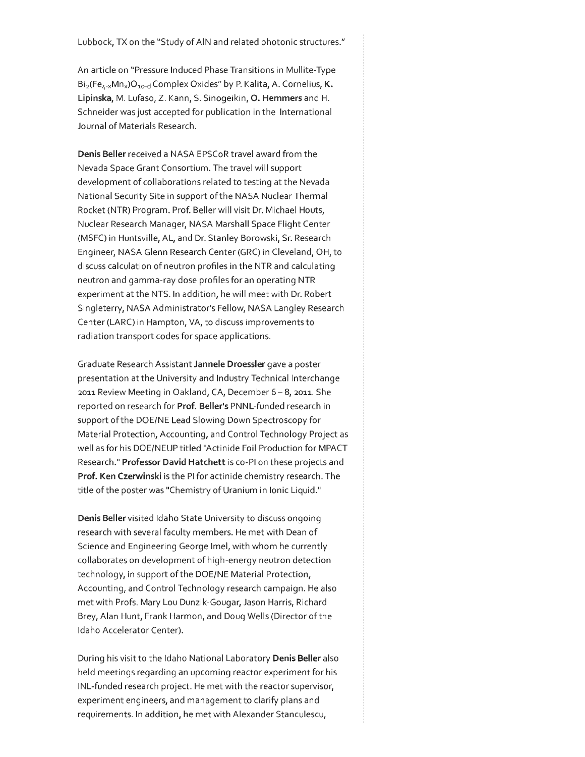Lubbock, TX on the "Study of AlN and related photonic structures."

An article on "Pressure Induced Phase Transitions in Mullite-Type $Bi_2(Fe_{4-x}Mn_x)O_{10-d}$ Complex Oxides" by P. Kalita, A. Cornelius, **K. Lipinska**, M. Lufaso, Z. Kann, S. Sinogeikin, **O. Hemmers** and H. Schneider was just accepted for publication in the International Journal of Materials Research.

**Denis Beller** received a NASA EPSCoR travel award from the Nevada Space Grant Consortium. The travel will support development of collaborations related to testing at the Nevada National Security Site in support of the NASA Nuclear Thermal Rocket (NTR) Program. Prof. Beller will visit Dr. Michael Houts, Nuclear Research Manager, NASA Marshall Space Flight Center (MSFC) in Huntsville, AL, and Dr. Stanley Borowski, Sr. Research Engineer, NASA Glenn Research Center (GRC) in Cleveland, OH, to discuss calculation of neutron profiles in the NTR and calculating neutron and gamma-ray dose profiles for an operating NTR experiment at the NTS. In addition, he will meet with Dr. Robert Singleterry, NASA Administrator's Fellow, NASA Langley Research Center (LARC) in Hampton, VA, to discuss improvements to radiation transport codes for space applications.

Graduate Research Assistant **Jannele Droessler** gave a poster presentation at the University and Industry Technical Interchange 2011 Review Meeting in Oakland, CA, December 6 – 8, 2011. She reported on research for **Prof. Beller's** PNNL-funded research in support of the DOE/NE Lead Slowing Down Spectroscopy for Material Protection, Accounting, and Control Technology Project as well as for his DOE/NEUP titled "Actinide Foil Production for MPACT Research." **Professor David Hatchett** is co-PI on these projects and **Prof. Ken Czerwinski** is the PI for actinide chemistry research. The title of the poster was "Chemistry of Uranium in Ionic Liquid."

**Denis Beller** visited Idaho State University to discuss ongoing research with several faculty members. He met with Dean of Science and Engineering George Imel, with whom he currently collaborates on development of high-energy neutron detection technology, in support of the DOE/NE Material Protection, Accounting, and Control Technology research campaign. He also met with Profs. Mary Lou Dunzik-Gougar, Jason Harris, Richard Brey, Alan Hunt, Frank Harmon, and Doug Wells (Director of the Idaho Accelerator Center).

During his visit to the Idaho National Laboratory **Denis Beller** also held meetings regarding an upcoming reactor experiment for his INL-funded research project. He met with the reactor supervisor, experiment engineers, and management to clarify plans and requirements. In addition, he met with Alexander Stanculescu,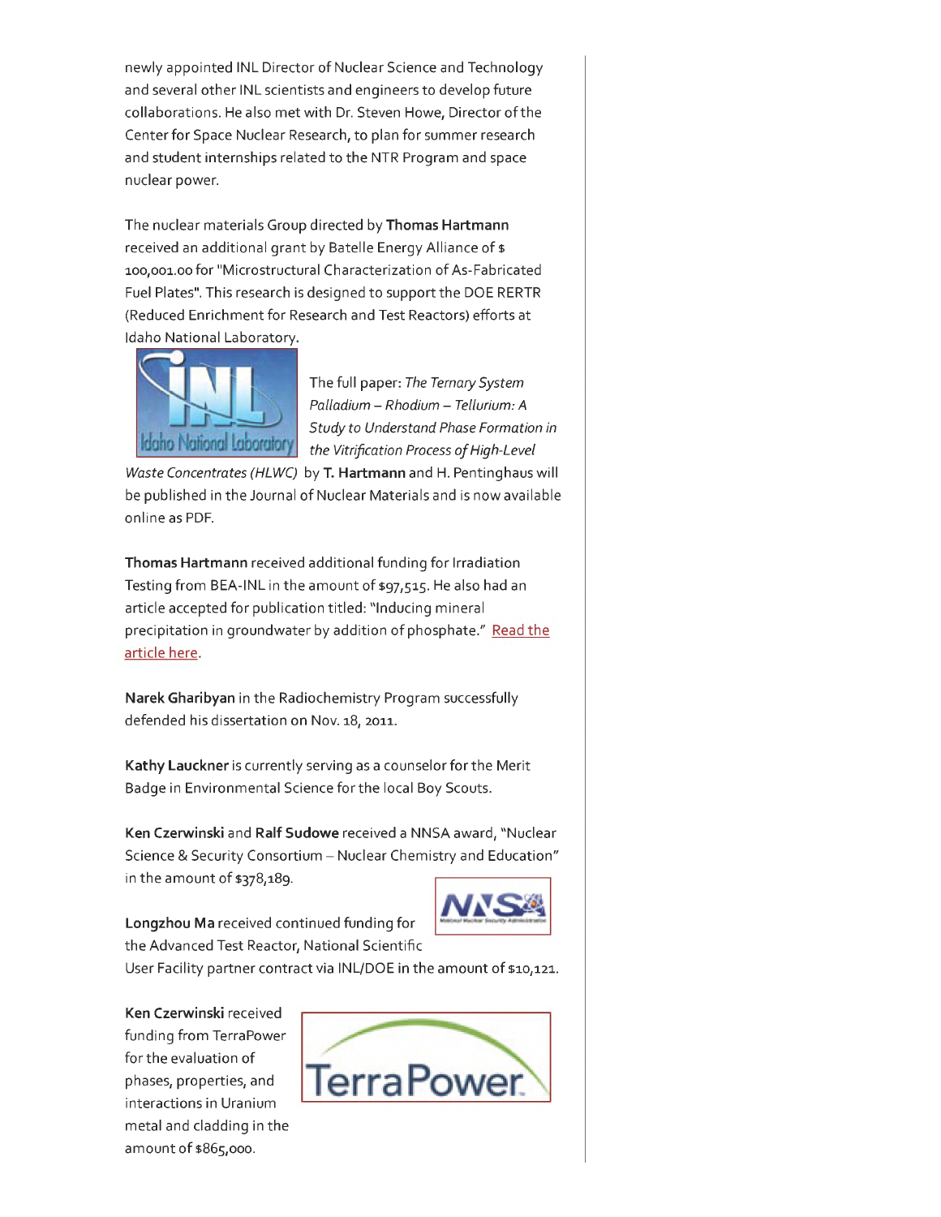newly appointed INL Director of Nuclear Science and Technology and several other INL scientists and engineers to develop future collaborations. He also met with Dr. Steven Howe, Director of the Center for Space Nuclear Research, to plan for summer research and student internships related to the NTR Program and space nuclear power.

The nuclear materials Group directed by **Thomas Hartmann** received an additional grant by Batelle Energy Alliance of $ 100,001.00 for "Microstructural Characterization of As-Fabricated Fuel Plates". This research is designed to support the DOE RERTR (Reduced Enrichment for Research and Test Reactors) efforts at Idaho National Laboratory.

The full paper: *The Ternary System Palladium – Rhodium – Tellurium: A Study to Understand Phase Formation in the Vitrification Process of High-Level Waste Concentrates (HLWC)* by **T. Hartmann** and H. Pentinghaus will be published in the Journal of Nuclear Materials and is now available online as PDF.

**Thomas Hartmann** received additional funding for Irradiation Testing from BEA-INL in the amount of $97,515. He also had an article accepted for publication titled: "Inducing mineral precipitation in groundwater by addition of phosphate." Read the article here.

**Narek Gharibyan** in the Radiochemistry Program successfully defended his dissertation on Nov. 18, 2011.

**Kathy Lauckner** is currently serving as a counselor for the Merit Badge in Environmental Science for the local Boy Scouts.

**Ken Czerwinski** and **Ralf Sudowe** received a NNSA award, "Nuclear Science & Security Consortium – Nuclear Chemistry and Education" in the amount of $378,189.

**Longzhou Ma** received continued funding for the Advanced Test Reactor, National Scientific User Facility partner contract via INL/DOE in the amount of $10,121.

**Ken Czerwinski** received funding from TerraPower for the evaluation of phases, properties, and interactions in Uranium metal and cladding in the amount of $865,000.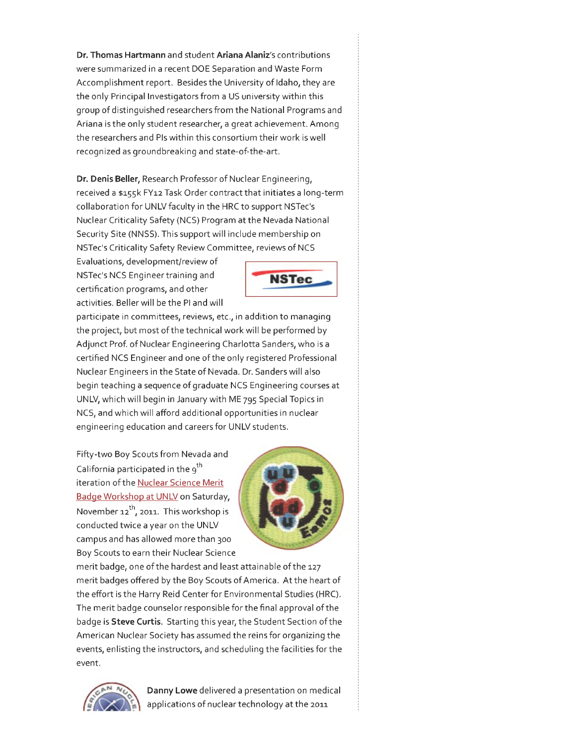**Dr. Thomas Hartmann** and student **Ariana Alaniz**'s contributions were summarized in a recent DOE Separation and Waste Form Accomplishment report. Besides the University of Idaho, they are the only Principal Investigators from a US university within this group of distinguished researchers from the National Programs and Ariana is the only student researcher, a great achievement. Among the researchers and PIs within this consortium their work is well recognized as groundbreaking and state-of-the-art.

**Dr. Denis Beller,** Research Professor of Nuclear Engineering, received a $155k FY12 Task Order contract that initiates a long-term collaboration for UNLV faculty in the HRC to support NSTec's Nuclear Criticality Safety (NCS) Program at the Nevada National Security Site (NNSS). This support will include membership on NSTec's Criticality Safety Review Committee, reviews of NCS Evaluations, development/review of NSTec's NCS Engineer training and certification programs, and other activities. Beller will be the PI and will participate in committees, reviews, etc., in addition to managing the project, but most of the technical work will be performed by Adjunct Prof. of Nuclear Engineering Charlotta Sanders, who is a certified NCS Engineer and one of the only registered Professional Nuclear Engineers in the State of Nevada. Dr. Sanders will also begin teaching a sequence of graduate NCS Engineering courses at UNLV, which will begin in January with ME 795 Special Topics in NCS, and which will afford additional opportunities in nuclear engineering education and careers for UNLV students.

Fifty-two Boy Scouts from Nevada and California participated in the 9th iteration of the Nuclear Science Merit Badge Workshop at UNLV on Saturday, November 12th, 2011. This workshop is conducted twice a year on the UNLV campus and has allowed more than 300 Boy Scouts to earn their Nuclear Science merit badge, one of the hardest and least attainable of the 127 merit badges offered by the Boy Scouts of America. At the heart of the effort is the Harry Reid Center for Environmental Studies (HRC). The merit badge counselor responsible for the final approval of the badge is **Steve Curtis**. Starting this year, the Student Section of the American Nuclear Society has assumed the reins for organizing the events, enlisting the instructors, and scheduling the facilities for the event.

**Danny Lowe** delivered a presentation on medical applications of nuclear technology at the 2011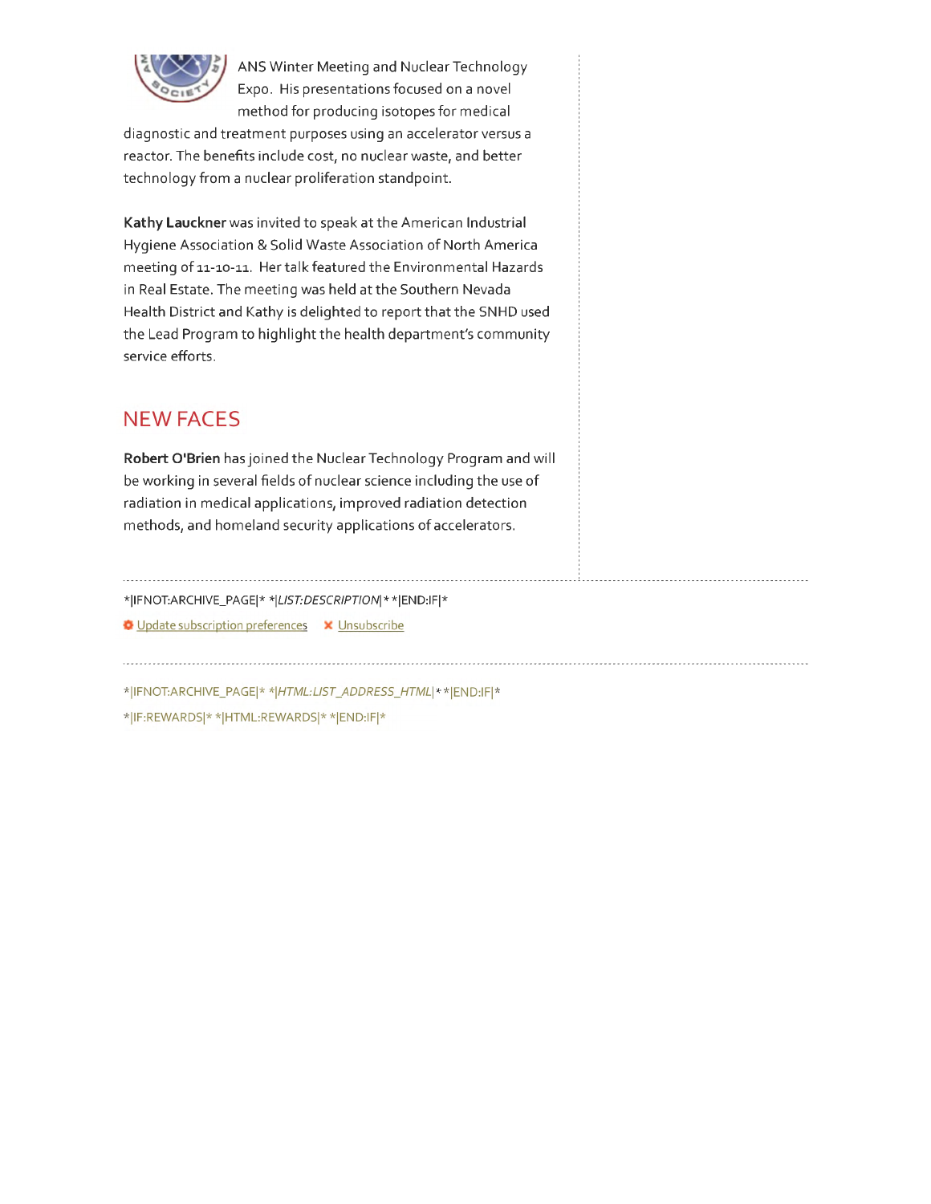ANS Winter Meeting and Nuclear Technology Expo. His presentations focused on a novel method for producing isotopes for medical diagnostic and treatment purposes using an accelerator versus a reactor. The benefits include cost, no nuclear waste, and better technology from a nuclear proliferation standpoint.

**Kathy Lauckner** was invited to speak at the American Industrial Hygiene Association & Solid Waste Association of North America meeting of 11-10-11. Her talk featured the Environmental Hazards in Real Estate. The meeting was held at the Southern Nevada Health District and Kathy is delighted to report that the SNHD used the Lead Program to highlight the health department's community service efforts.

## NEW FACES

**Robert O'Brien** has joined the Nuclear Technology Program and will be working in several fields of nuclear science including the use of radiation in medical applications, improved radiation detection methods, and homeland security applications of accelerators.

---

*|IFNOT:ARCHIVE_PAGE|* *|LIST:DESCRIPTION|* *|END:IF|*

Update subscription preferences    Unsubscribe

---

*|IFNOT:ARCHIVE_PAGE|* *|HTML:LIST_ADDRESS_HTML|* *|END:IF|*

*|IF:REWARDS|* *|HTML:REWARDS|* *|END:IF|*